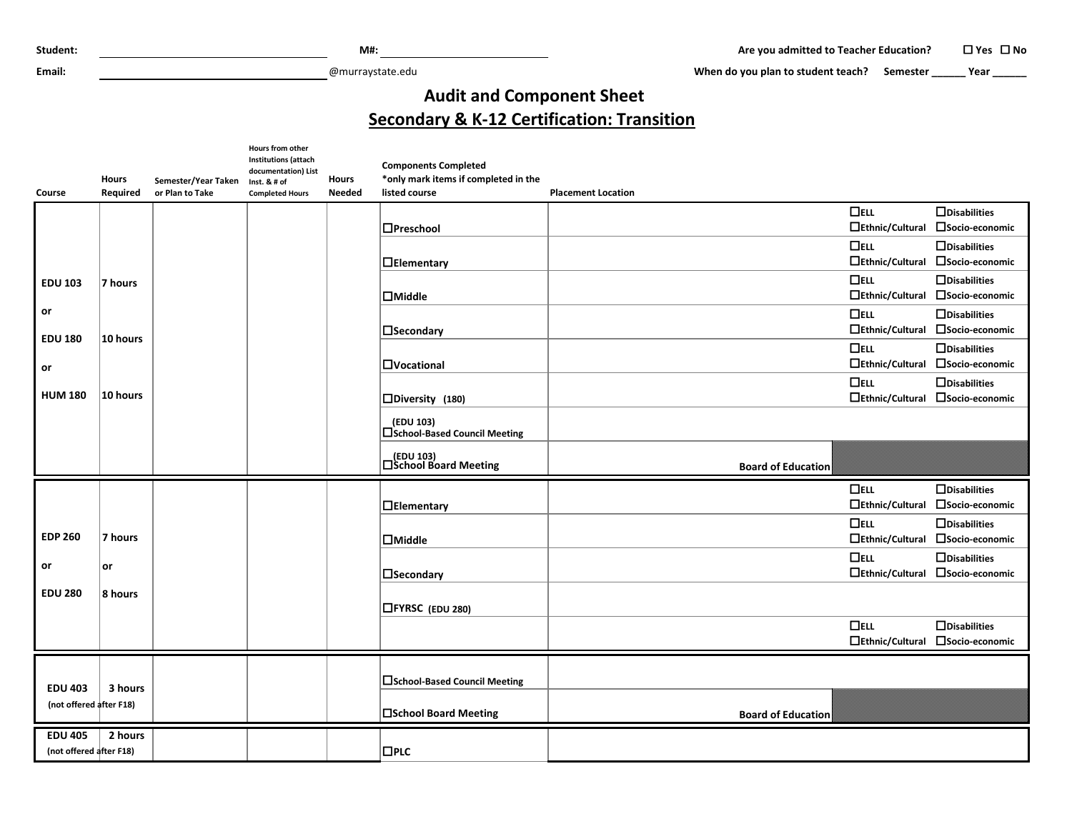Student: ______________________ M#: ______________________ Are you admitted to Teacher Education? ☐ Yes ☐ No

Email: ______________________@murraystate.edu When do you plan to student teach? Semester ______ Year ______

# Audit and Component Sheet

## Secondary & K-12 Certification: Transition

| Course | Hours Required | Semester/Year Taken or Plan to Take | Hours from other Institutions (attach documentation) List Inst. & # of Completed Hours | Hours Needed | Components Completed *only mark items if completed in the listed course | Placement Location | | |
|---|---|---|---|---|---|---|---|---|
| EDU 103 or EDU 180 or HUM 180 | 7 hours / 10 hours / 10 hours | | | | ☐Preschool | | ☐ELL ☐Ethnic/Cultural | ☐Disabilities ☐Socio-economic |
| | | | | | ☐Elementary | | ☐ELL ☐Ethnic/Cultural | ☐Disabilities ☐Socio-economic |
| | | | | | ☐Middle | | ☐ELL ☐Ethnic/Cultural | ☐Disabilities ☐Socio-economic |
| | | | | | ☐Secondary | | ☐ELL ☐Ethnic/Cultural | ☐Disabilities ☐Socio-economic |
| | | | | | ☐Vocational | | ☐ELL ☐Ethnic/Cultural | ☐Disabilities ☐Socio-economic |
| | | | | | ☐Diversity (180) | | ☐ELL ☐Ethnic/Cultural | ☐Disabilities ☐Socio-economic |
| | | | | | (EDU 103) ☐School-Based Council Meeting | | | |
| | | | | | (EDU 103) ☐School Board Meeting | Board of Education | | |
| EDP 260 or EDU 280 | 7 hours or 8 hours | | | | ☐Elementary | | ☐ELL ☐Ethnic/Cultural | ☐Disabilities ☐Socio-economic |
| | | | | | ☐Middle | | ☐ELL ☐Ethnic/Cultural | ☐Disabilities ☐Socio-economic |
| | | | | | ☐Secondary | | ☐ELL ☐Ethnic/Cultural | ☐Disabilities ☐Socio-economic |
| | | | | | ☐FYRSC (EDU 280) | | | |
| | | | | | | | ☐ELL ☐Ethnic/Cultural | ☐Disabilities ☐Socio-economic |
| EDU 403 (not offered after F18) | 3 hours | | | | ☐School-Based Council Meeting | | | |
| | | | | | ☐School Board Meeting | Board of Education | | |
| EDU 405 (not offered after F18) | 2 hours | | | | ☐PLC | | | |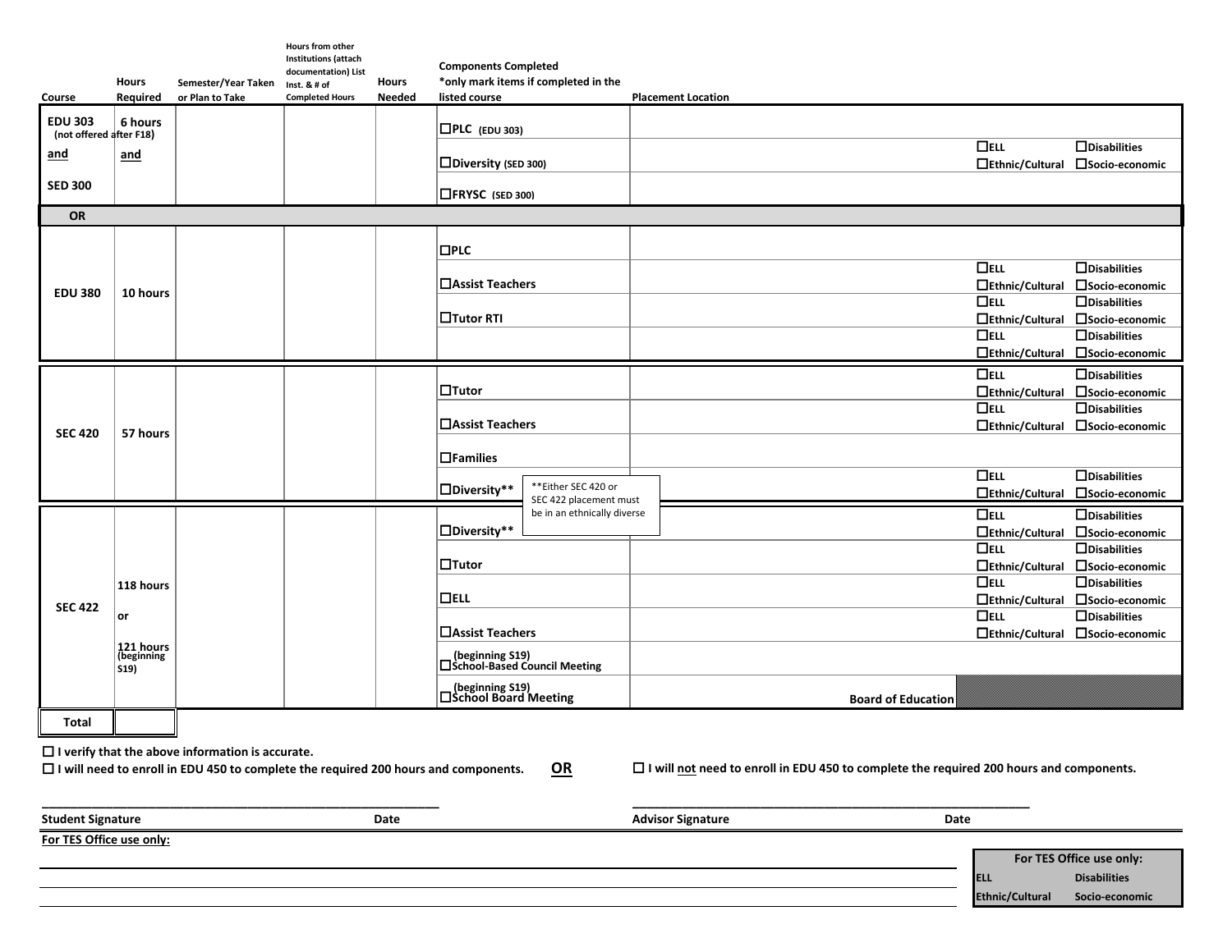| Course | Hours Required | Semester/Year Taken or Plan to Take | Hours from other Institutions (attach documentation) List Inst. & # of Completed Hours | Hours Needed | Components Completed *only mark items if completed in the listed course | Placement Location | | |
|---|---|---|---|---|---|---|---|---|
| EDU 303 (not offered after F18) | 6 hours | | | | ☐PLC (EDU 303) | | | |
| and | and | | | | ☐Diversity (SED 300) | | ☐ELL ☐Ethnic/Cultural | ☐Disabilities ☐Socio-economic |
| SED 300 | | | | | ☐FRYSC (SED 300) | | | |
| OR | | | | | | | | |
| EDU 380 | 10 hours | | | | ☐PLC | | | |
| | | | | | ☐Assist Teachers | | ☐ELL ☐Ethnic/Cultural | ☐Disabilities ☐Socio-economic |
| | | | | | ☐Tutor RTI | | ☐ELL ☐Ethnic/Cultural | ☐Disabilities ☐Socio-economic |
| | | | | | | | ☐ELL ☐Ethnic/Cultural | ☐Disabilities ☐Socio-economic |
| SEC 420 | 57 hours | | | | ☐Tutor | | ☐ELL ☐Ethnic/Cultural | ☐Disabilities ☐Socio-economic |
| | | | | | ☐Assist Teachers | | ☐ELL ☐Ethnic/Cultural | ☐Disabilities ☐Socio-economic |
| | | | | | ☐Families | | | |
| | | | | | ☐Diversity** | **Either SEC 420 or SEC 422 placement must be in an ethnically diverse | ☐ELL ☐Ethnic/Cultural | ☐Disabilities ☐Socio-economic |
| SEC 422 | 118 hours or 121 hours (beginning S19) | | | | ☐Diversity** | | ☐ELL ☐Ethnic/Cultural | ☐Disabilities ☐Socio-economic |
| | | | | | ☐Tutor | | ☐ELL ☐Ethnic/Cultural | ☐Disabilities ☐Socio-economic |
| | | | | | ☐ELL | | ☐ELL ☐Ethnic/Cultural | ☐Disabilities ☐Socio-economic |
| | | | | | ☐Assist Teachers | | ☐ELL ☐Ethnic/Cultural | ☐Disabilities ☐Socio-economic |
| | | | | | ☐(beginning S19) School-Based Council Meeting | | | |
| | | | | | ☐(beginning S19) School Board Meeting | Board of Education | | |
| Total | | | | | | | | |

☐ **I verify that the above information is accurate.**

☐ **I will need to enroll in EDU 450 to complete the required 200 hours and components.** **OR** ☐ **I will not need to enroll in EDU 450 to complete the required 200 hours and components.**

______________________________________________
**Student Signature** **Date**

______________________________________________
**Advisor Signature** **Date**

**For TES Office use only:**

| For TES Office use only: | |
|---|---|
| ELL | Disabilities |
| Ethnic/Cultural | Socio-economic |